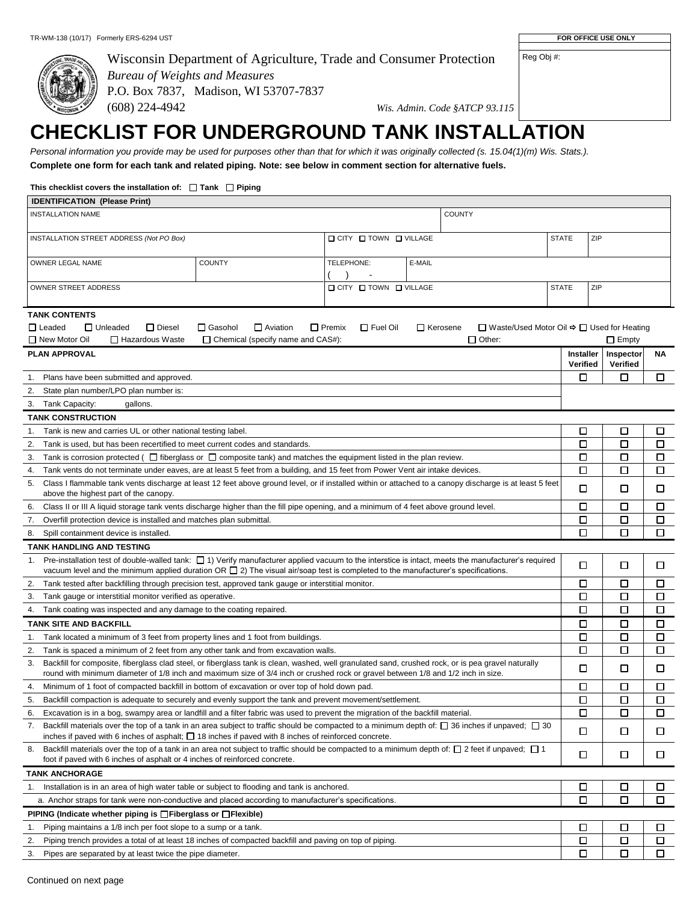TR-WM-138 (10/17) Formerly ERS-6294 UST

| FOR OFFICE USE ONLY |
|---|
| Reg Obj #: |

Wisconsin Department of Agriculture, Trade and Consumer Protection
*Bureau of Weights and Measures*
P.O. Box 7837, Madison, WI 53707-7837
(608) 224-4942 *Wis. Admin. Code §ATCP 93.115*

# CHECKLIST FOR UNDERGROUND TANK INSTALLATION

*Personal information you provide may be used for purposes other than that for which it was originally collected (s. 15.04(1)(m) Wis. Stats.).*

**Complete one form for each tank and related piping. Note: see below in comment section for alternative fuels.**

**This checklist covers the installation of:** ☐ Tank ☐ Piping

| IDENTIFICATION (Please Print) | | | | | |
|---|---|---|---|---|---|
| INSTALLATION NAME | | | COUNTY | | |
| INSTALLATION STREET ADDRESS (*Not PO Box*) | | ☐ CITY ☐ TOWN ☐ VILLAGE | | STATE | ZIP |
| OWNER LEGAL NAME | COUNTY | TELEPHONE: ( ) - | E-MAIL | | |
| OWNER STREET ADDRESS | | ☐ CITY ☐ TOWN ☐ VILLAGE | | STATE | ZIP |

**TANK CONTENTS**

☐ Leaded ☐ Unleaded ☐ Diesel ☐ Gasohol ☐ Aviation ☐ Premix ☐ Fuel Oil ☐ Kerosene ☐ Waste/Used Motor Oil ⇨ ☐ Used for Heating
☐ New Motor Oil ☐ Hazardous Waste ☐ Chemical (specify name and CAS#): ☐ Other: ☐ Empty

| PLAN APPROVAL | Installer Verified | Inspector Verified | NA |
|---|---|---|---|
| 1. Plans have been submitted and approved. | ☐ | ☐ | ☐ |
| 2. State plan number/LPO plan number is: | | | |
| 3. Tank Capacity: gallons. | | | |
| **TANK CONSTRUCTION** | | | |
| 1. Tank is new and carries UL or other national testing label. | ☐ | ☐ | ☐ |
| 2. Tank is used, but has been recertified to meet current codes and standards. | ☐ | ☐ | ☐ |
| 3. Tank is corrosion protected ( ☐ fiberglass or ☐ composite tank) and matches the equipment listed in the plan review. | ☐ | ☐ | ☐ |
| 4. Tank vents do not terminate under eaves, are at least 5 feet from a building, and 15 feet from Power Vent air intake devices. | ☐ | ☐ | ☐ |
| 5. Class I flammable tank vents discharge at least 12 feet above ground level, or if installed within or attached to a canopy discharge is at least 5 feet above the highest part of the canopy. | ☐ | ☐ | ☐ |
| 6. Class II or III A liquid storage tank vents discharge higher than the fill pipe opening, and a minimum of 4 feet above ground level. | ☐ | ☐ | ☐ |
| 7. Overfill protection device is installed and matches plan submittal. | ☐ | ☐ | ☐ |
| 8. Spill containment device is installed. | ☐ | ☐ | ☐ |
| **TANK HANDLING AND TESTING** | | | |
| 1. Pre-installation test of double-walled tank: ☐ 1) Verify manufacturer applied vacuum to the interstice is intact, meets the manufacturer's required vacuum level and the minimum applied duration OR ☐ 2) The visual air/soap test is completed to the manufacturer's specifications. | ☐ | ☐ | ☐ |
| 2. Tank tested after backfilling through precision test, approved tank gauge or interstitial monitor. | ☐ | ☐ | ☐ |
| 3. Tank gauge or interstitial monitor verified as operative. | ☐ | ☐ | ☐ |
| 4. Tank coating was inspected and any damage to the coating repaired. | ☐ | ☐ | ☐ |
| **TANK SITE AND BACKFILL** | ☐ | ☐ | ☐ |
| 1. Tank located a minimum of 3 feet from property lines and 1 foot from buildings. | ☐ | ☐ | ☐ |
| 2. Tank is spaced a minimum of 2 feet from any other tank and from excavation walls. | ☐ | ☐ | ☐ |
| 3. Backfill for composite, fiberglass clad steel, or fiberglass tank is clean, washed, well granulated sand, crushed rock, or is pea gravel naturally round with minimum diameter of 1/8 inch and maximum size of 3/4 inch or crushed rock or gravel between 1/8 and 1/2 inch in size. | ☐ | ☐ | ☐ |
| 4. Minimum of 1 foot of compacted backfill in bottom of excavation or over top of hold down pad. | ☐ | ☐ | ☐ |
| 5. Backfill compaction is adequate to securely and evenly support the tank and prevent movement/settlement. | ☐ | ☐ | ☐ |
| 6. Excavation is in a bog, swampy area or landfill and a filter fabric was used to prevent the migration of the backfill material. | ☐ | ☐ | ☐ |
| 7. Backfill materials over the top of a tank in an area subject to traffic should be compacted to a minimum depth of: ☐ 36 inches if unpaved; ☐ 30 inches if paved with 6 inches of asphalt; ☐ 18 inches if paved with 8 inches of reinforced concrete. | ☐ | ☐ | ☐ |
| 8. Backfill materials over the top of a tank in an area not subject to traffic should be compacted to a minimum depth of: ☐ 2 feet if unpaved; ☐ 1 foot if paved with 6 inches of asphalt or 4 inches of reinforced concrete. | ☐ | ☐ | ☐ |
| **TANK ANCHORAGE** | | | |
| 1. Installation is in an area of high water table or subject to flooding and tank is anchored. | ☐ | ☐ | ☐ |
| a. Anchor straps for tank were non-conductive and placed according to manufacturer's specifications. | ☐ | ☐ | ☐ |
| **PIPING (Indicate whether piping is ☐Fiberglass or ☐Flexible)** | | | |
| 1. Piping maintains a 1/8 inch per foot slope to a sump or a tank. | ☐ | ☐ | ☐ |
| 2. Piping trench provides a total of at least 18 inches of compacted backfill and paving on top of piping. | ☐ | ☐ | ☐ |
| 3. Pipes are separated by at least twice the pipe diameter. | ☐ | ☐ | ☐ |

Continued on next page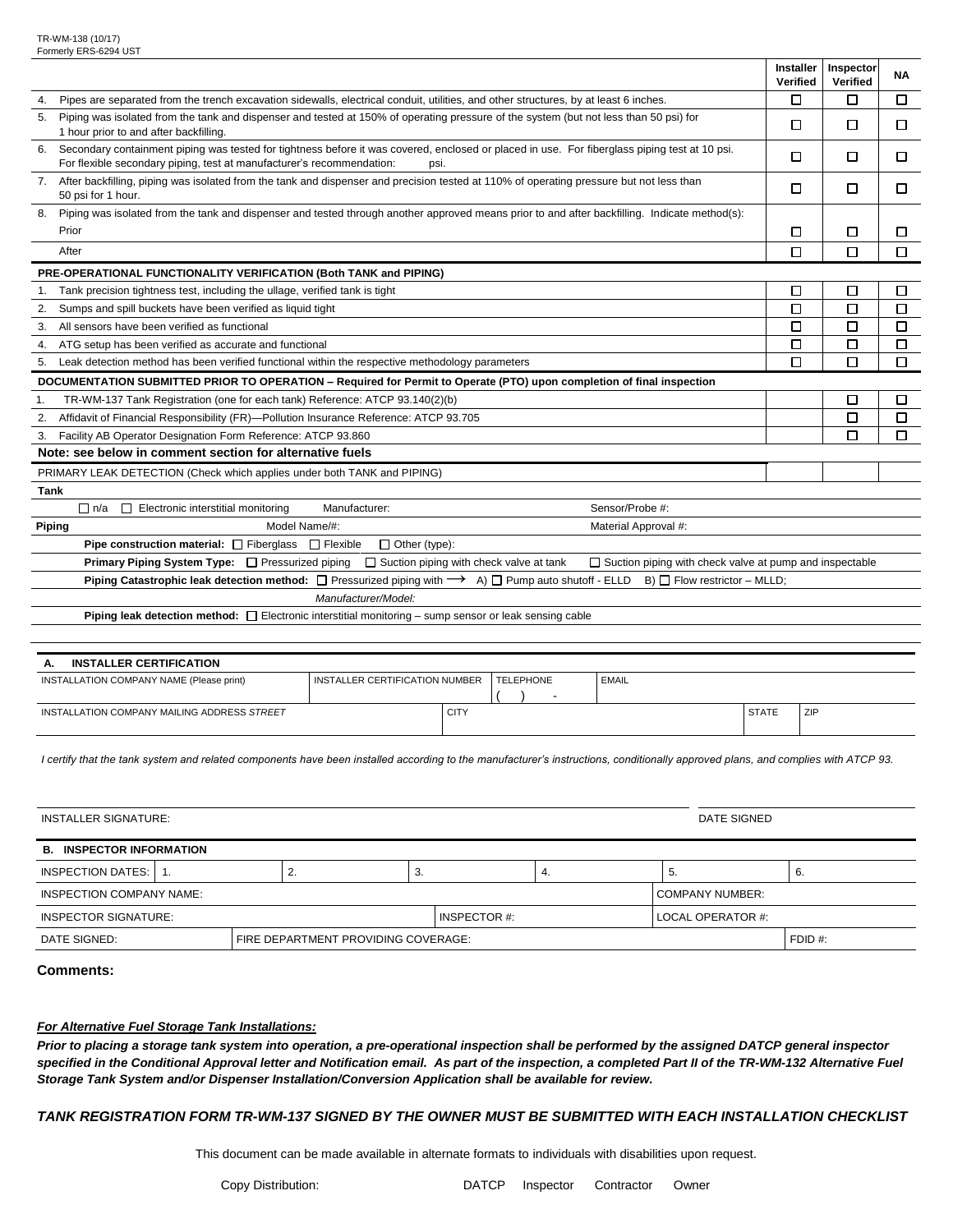TR-WM-138 (10/17)
Formerly ERS-6294 UST

| | Installer Verified | Inspector Verified | NA |
|---|---|---|---|
| 4. Pipes are separated from the trench excavation sidewalls, electrical conduit, utilities, and other structures, by at least 6 inches. | ☐ | ☐ | ☐ |
| 5. Piping was isolated from the tank and dispenser and tested at 150% of operating pressure of the system (but not less than 50 psi) for 1 hour prior to and after backfilling. | ☐ | ☐ | ☐ |
| 6. Secondary containment piping was tested for tightness before it was covered, enclosed or placed in use. For fiberglass piping test at 10 psi. For flexible secondary piping, test at manufacturer's recommendation: psi. | ☐ | ☐ | ☐ |
| 7. After backfilling, piping was isolated from the tank and dispenser and precision tested at 110% of operating pressure but not less than 50 psi for 1 hour. | ☐ | ☐ | ☐ |
| 8. Piping was isolated from the tank and dispenser and tested through another approved means prior to and after backfilling. Indicate method(s): Prior | ☐ | ☐ | ☐ |
| After | ☐ | ☐ | ☐ |
| **PRE-OPERATIONAL FUNCTIONALITY VERIFICATION (Both TANK and PIPING)** | | | |
| 1. Tank precision tightness test, including the ullage, verified tank is tight | ☐ | ☐ | ☐ |
| 2. Sumps and spill buckets have been verified as liquid tight | ☐ | ☐ | ☐ |
| 3. All sensors have been verified as functional | ☐ | ☐ | ☐ |
| 4. ATG setup has been verified as accurate and functional | ☐ | ☐ | ☐ |
| 5. Leak detection method has been verified functional within the respective methodology parameters | ☐ | ☐ | ☐ |
| **DOCUMENTATION SUBMITTED PRIOR TO OPERATION – Required for Permit to Operate (PTO) upon completion of final inspection** | | | |
| 1. TR-WM-137 Tank Registration (one for each tank) Reference: ATCP 93.140(2)(b) | | ☐ | ☐ |
| 2. Affidavit of Financial Responsibility (FR)—Pollution Insurance Reference: ATCP 93.705 | | ☐ | ☐ |
| 3. Facility AB Operator Designation Form Reference: ATCP 93.860 | | ☐ | ☐ |

**Note: see below in comment section for alternative fuels**

PRIMARY LEAK DETECTION (Check which applies under both TANK and PIPING)

**Tank**

☐ n/a ☐ Electronic interstitial monitoring Manufacturer: Sensor/Probe #:

**Piping** Model Name/#: Material Approval #:

**Pipe construction material:** ☐ Fiberglass ☐ Flexible ☐ Other (type):

**Primary Piping System Type:** ☐ Pressurized piping ☐ Suction piping with check valve at tank ☐ Suction piping with check valve at pump and inspectable

**Piping Catastrophic leak detection method:** ☐ Pressurized piping with ⟶ A) ☐ Pump auto shutoff - ELLD B) ☐ Flow restrictor – MLLD;

Manufacturer/Model:

**Piping leak detection method:** ☐ Electronic interstitial monitoring – sump sensor or leak sensing cable

## A. INSTALLER CERTIFICATION

| INSTALLATION COMPANY NAME (Please print) | INSTALLER CERTIFICATION NUMBER | TELEPHONE ( ) - | EMAIL | |
|---|---|---|---|---|
| INSTALLATION COMPANY MAILING ADDRESS *STREET* | CITY | | STATE | ZIP |

*I certify that the tank system and related components have been installed according to the manufacturer's instructions, conditionally approved plans, and complies with ATCP 93.*

INSTALLER SIGNATURE: DATE SIGNED

## B. INSPECTOR INFORMATION

| INSPECTION DATES: 1. | 2. | 3. | 4. | 5. | 6. |
|---|---|---|---|---|---|
| INSPECTION COMPANY NAME: | | | | COMPANY NUMBER: | |
| INSPECTOR SIGNATURE: | | INSPECTOR #: | | LOCAL OPERATOR #: | |
| DATE SIGNED: | FIRE DEPARTMENT PROVIDING COVERAGE: | | | | FDID #: |

**Comments:**

***For Alternative Fuel Storage Tank Installations:***

***Prior to placing a storage tank system into operation, a pre-operational inspection shall be performed by the assigned DATCP general inspector specified in the Conditional Approval letter and Notification email. As part of the inspection, a completed Part II of the TR-WM-132 Alternative Fuel Storage Tank System and/or Dispenser Installation/Conversion Application shall be available for review.***

***TANK REGISTRATION FORM TR-WM-137 SIGNED BY THE OWNER MUST BE SUBMITTED WITH EACH INSTALLATION CHECKLIST***

This document can be made available in alternate formats to individuals with disabilities upon request.

Copy Distribution: DATCP Inspector Contractor Owner